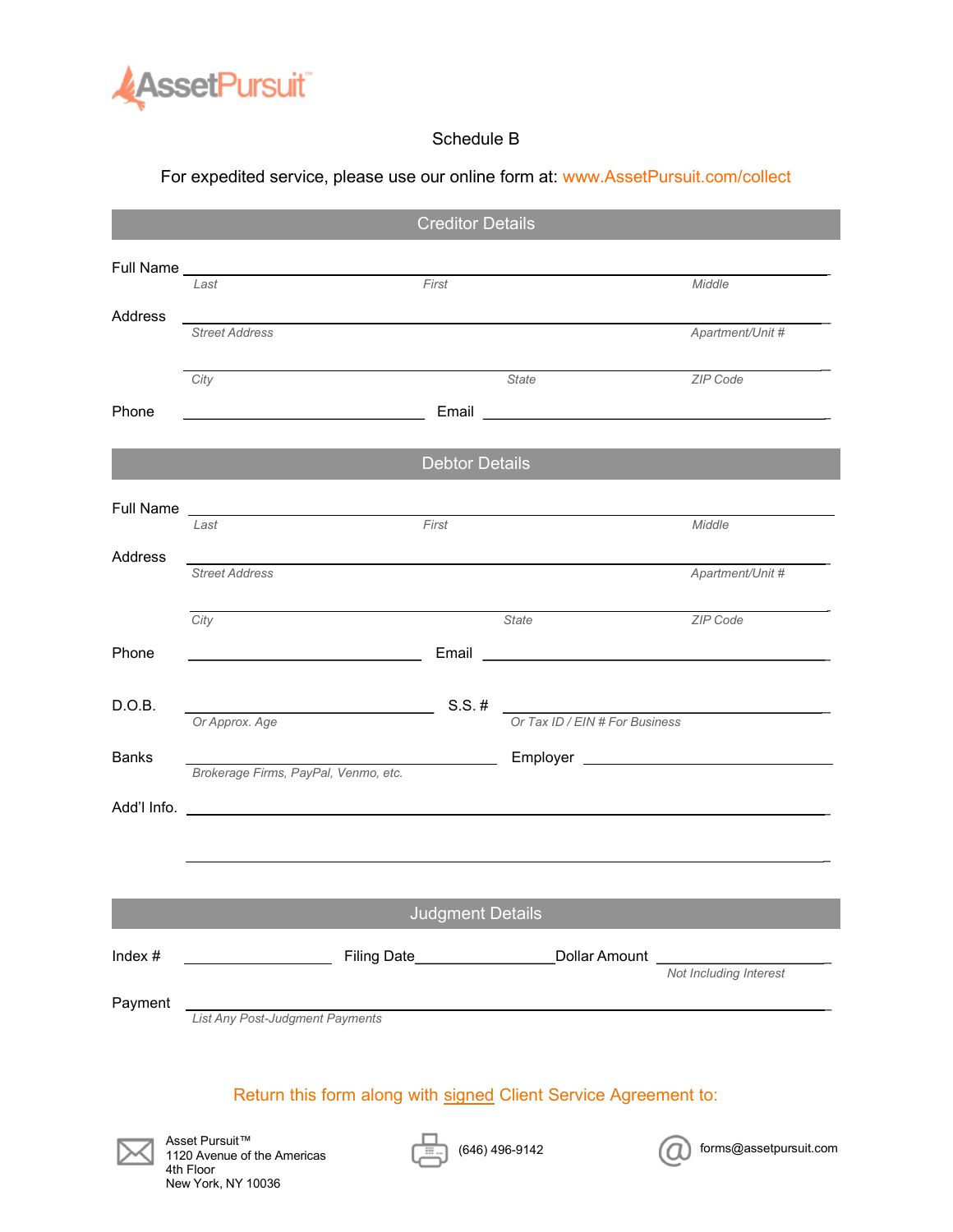AssetPursuit™

# Schedule B

For expedited service, please use our online form at: www.AssetPursuit.com/collect

## Creditor Details

Full Name ______________________________________________
*Last* *First* *Middle*

Address ______________________________________________
*Street Address* *Apartment/Unit #*

______________________________________________
*City* *State* *ZIP Code*

Phone ____________________ Email ____________________

## Debtor Details

Full Name ______________________________________________
*Last* *First* *Middle*

Address ______________________________________________
*Street Address* *Apartment/Unit #*

______________________________________________
*City* *State* *ZIP Code*

Phone ____________________ Email ____________________

D.O.B. ____________________ S.S. # ____________________
*Or Approx. Age* *Or Tax ID / EIN # For Business*

Banks ____________________ Employer ____________________
*Brokerage Firms, PayPal, Venmo, etc.*

Add'l Info. ______________________________________________

______________________________________________

## Judgment Details

Index # ____________ Filing Date ____________ Dollar Amount ____________
*Not Including Interest*

Payment ______________________________________________
*List Any Post-Judgment Payments*

Return this form along with signed Client Service Agreement to:

Asset Pursuit™
1120 Avenue of the Americas
4th Floor
New York, NY 10036

(646) 496-9142

forms@assetpursuit.com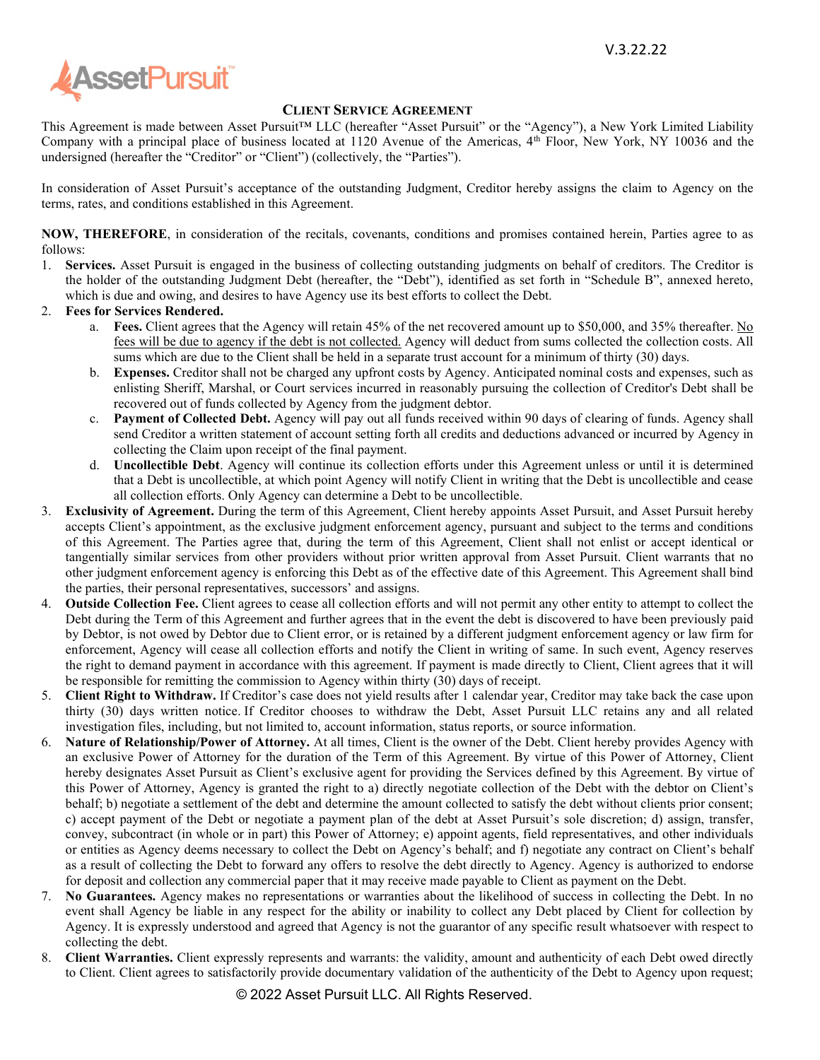# CLIENT SERVICE AGREEMENT

This Agreement is made between Asset Pursuit™ LLC (hereafter "Asset Pursuit" or the "Agency"), a New York Limited Liability Company with a principal place of business located at 1120 Avenue of the Americas, 4th Floor, New York, NY 10036 and the undersigned (hereafter the "Creditor" or "Client") (collectively, the "Parties").

In consideration of Asset Pursuit's acceptance of the outstanding Judgment, Creditor hereby assigns the claim to Agency on the terms, rates, and conditions established in this Agreement.

**NOW, THEREFORE**, in consideration of the recitals, covenants, conditions and promises contained herein, Parties agree to as follows:

1. **Services.** Asset Pursuit is engaged in the business of collecting outstanding judgments on behalf of creditors. The Creditor is the holder of the outstanding Judgment Debt (hereafter, the "Debt"), identified as set forth in "Schedule B", annexed hereto, which is due and owing, and desires to have Agency use its best efforts to collect the Debt.
2. **Fees for Services Rendered.**
   a. **Fees.** Client agrees that the Agency will retain 45% of the net recovered amount up to $50,000, and 35% thereafter. No fees will be due to agency if the debt is not collected. Agency will deduct from sums collected the collection costs. All sums which are due to the Client shall be held in a separate trust account for a minimum of thirty (30) days.
   b. **Expenses.** Creditor shall not be charged any upfront costs by Agency. Anticipated nominal costs and expenses, such as enlisting Sheriff, Marshal, or Court services incurred in reasonably pursuing the collection of Creditor's Debt shall be recovered out of funds collected by Agency from the judgment debtor.
   c. **Payment of Collected Debt.** Agency will pay out all funds received within 90 days of clearing of funds. Agency shall send Creditor a written statement of account setting forth all credits and deductions advanced or incurred by Agency in collecting the Claim upon receipt of the final payment.
   d. **Uncollectible Debt**. Agency will continue its collection efforts under this Agreement unless or until it is determined that a Debt is uncollectible, at which point Agency will notify Client in writing that the Debt is uncollectible and cease all collection efforts. Only Agency can determine a Debt to be uncollectible.
3. **Exclusivity of Agreement.** During the term of this Agreement, Client hereby appoints Asset Pursuit, and Asset Pursuit hereby accepts Client's appointment, as the exclusive judgment enforcement agency, pursuant and subject to the terms and conditions of this Agreement. The Parties agree that, during the term of this Agreement, Client shall not enlist or accept identical or tangentially similar services from other providers without prior written approval from Asset Pursuit. Client warrants that no other judgment enforcement agency is enforcing this Debt as of the effective date of this Agreement. This Agreement shall bind the parties, their personal representatives, successors' and assigns.
4. **Outside Collection Fee.** Client agrees to cease all collection efforts and will not permit any other entity to attempt to collect the Debt during the Term of this Agreement and further agrees that in the event the debt is discovered to have been previously paid by Debtor, is not owed by Debtor due to Client error, or is retained by a different judgment enforcement agency or law firm for enforcement, Agency will cease all collection efforts and notify the Client in writing of same. In such event, Agency reserves the right to demand payment in accordance with this agreement. If payment is made directly to Client, Client agrees that it will be responsible for remitting the commission to Agency within thirty (30) days of receipt.
5. **Client Right to Withdraw.** If Creditor's case does not yield results after 1 calendar year, Creditor may take back the case upon thirty (30) days written notice. If Creditor chooses to withdraw the Debt, Asset Pursuit LLC retains any and all related investigation files, including, but not limited to, account information, status reports, or source information.
6. **Nature of Relationship/Power of Attorney.** At all times, Client is the owner of the Debt. Client hereby provides Agency with an exclusive Power of Attorney for the duration of the Term of this Agreement. By virtue of this Power of Attorney, Client hereby designates Asset Pursuit as Client's exclusive agent for providing the Services defined by this Agreement. By virtue of this Power of Attorney, Agency is granted the right to a) directly negotiate collection of the Debt with the debtor on Client's behalf; b) negotiate a settlement of the debt and determine the amount collected to satisfy the debt without clients prior consent; c) accept payment of the Debt or negotiate a payment plan of the debt at Asset Pursuit's sole discretion; d) assign, transfer, convey, subcontract (in whole or in part) this Power of Attorney; e) appoint agents, field representatives, and other individuals or entities as Agency deems necessary to collect the Debt on Agency's behalf; and f) negotiate any contract on Client's behalf as a result of collecting the Debt to forward any offers to resolve the debt directly to Agency. Agency is authorized to endorse for deposit and collection any commercial paper that it may receive made payable to Client as payment on the Debt.
7. **No Guarantees.** Agency makes no representations or warranties about the likelihood of success in collecting the Debt. In no event shall Agency be liable in any respect for the ability or inability to collect any Debt placed by Client for collection by Agency. It is expressly understood and agreed that Agency is not the guarantor of any specific result whatsoever with respect to collecting the debt.
8. **Client Warranties.** Client expressly represents and warrants: the validity, amount and authenticity of each Debt owed directly to Client. Client agrees to satisfactorily provide documentary validation of the authenticity of the Debt to Agency upon request;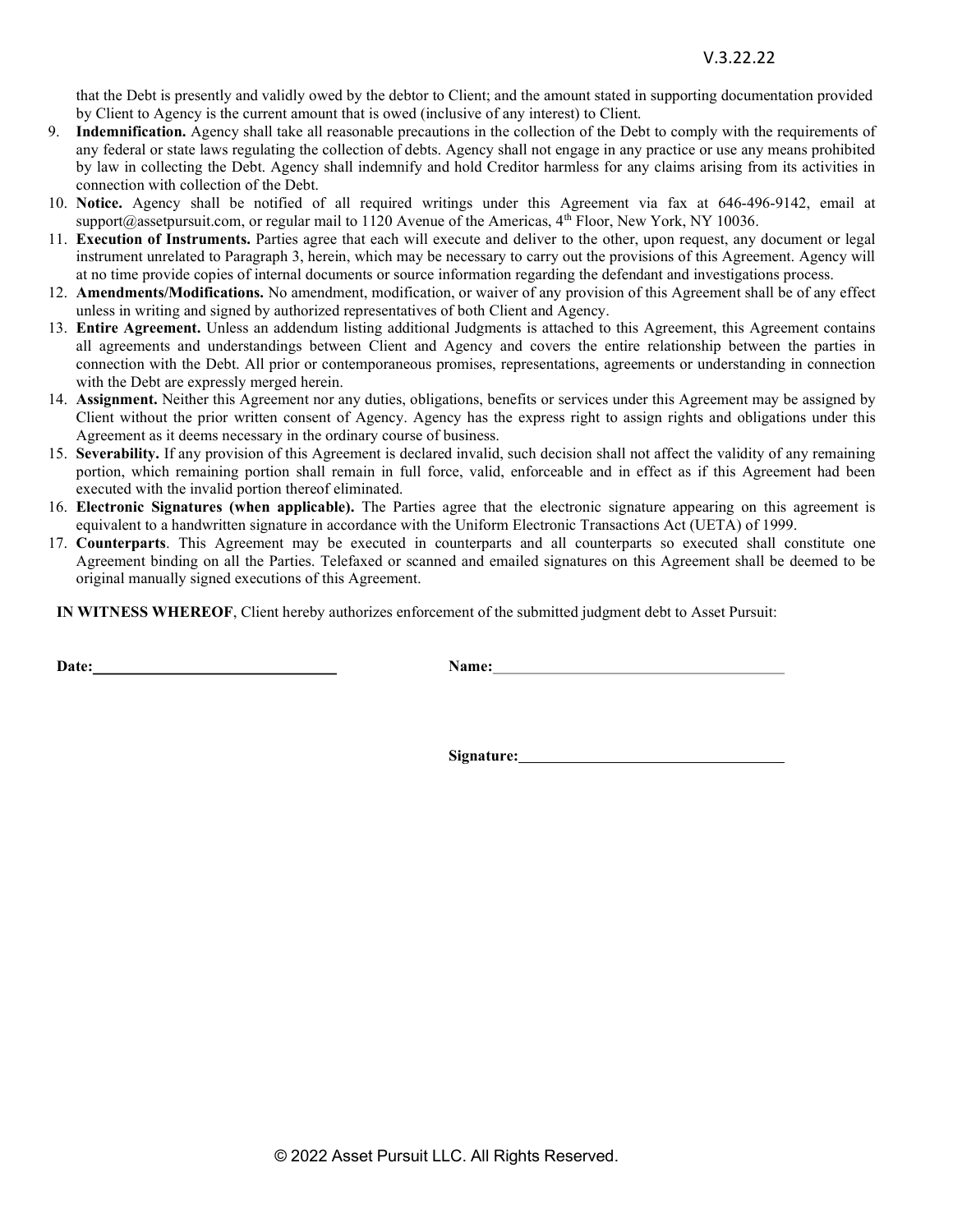that the Debt is presently and validly owed by the debtor to Client; and the amount stated in supporting documentation provided by Client to Agency is the current amount that is owed (inclusive of any interest) to Client.

9. **Indemnification.** Agency shall take all reasonable precautions in the collection of the Debt to comply with the requirements of any federal or state laws regulating the collection of debts. Agency shall not engage in any practice or use any means prohibited by law in collecting the Debt. Agency shall indemnify and hold Creditor harmless for any claims arising from its activities in connection with collection of the Debt.
10. **Notice.** Agency shall be notified of all required writings under this Agreement via fax at 646-496-9142, email at support@assetpursuit.com, or regular mail to 1120 Avenue of the Americas, 4th Floor, New York, NY 10036.
11. **Execution of Instruments.** Parties agree that each will execute and deliver to the other, upon request, any document or legal instrument unrelated to Paragraph 3, herein, which may be necessary to carry out the provisions of this Agreement. Agency will at no time provide copies of internal documents or source information regarding the defendant and investigations process.
12. **Amendments/Modifications.** No amendment, modification, or waiver of any provision of this Agreement shall be of any effect unless in writing and signed by authorized representatives of both Client and Agency.
13. **Entire Agreement.** Unless an addendum listing additional Judgments is attached to this Agreement, this Agreement contains all agreements and understandings between Client and Agency and covers the entire relationship between the parties in connection with the Debt. All prior or contemporaneous promises, representations, agreements or understanding in connection with the Debt are expressly merged herein.
14. **Assignment.** Neither this Agreement nor any duties, obligations, benefits or services under this Agreement may be assigned by Client without the prior written consent of Agency. Agency has the express right to assign rights and obligations under this Agreement as it deems necessary in the ordinary course of business.
15. **Severability.** If any provision of this Agreement is declared invalid, such decision shall not affect the validity of any remaining portion, which remaining portion shall remain in full force, valid, enforceable and in effect as if this Agreement had been executed with the invalid portion thereof eliminated.
16. **Electronic Signatures (when applicable).** The Parties agree that the electronic signature appearing on this agreement is equivalent to a handwritten signature in accordance with the Uniform Electronic Transactions Act (UETA) of 1999.
17. **Counterparts**. This Agreement may be executed in counterparts and all counterparts so executed shall constitute one Agreement binding on all the Parties. Telefaxed or scanned and emailed signatures on this Agreement shall be deemed to be original manually signed executions of this Agreement.

**IN WITNESS WHEREOF**, Client hereby authorizes enforcement of the submitted judgment debt to Asset Pursuit:

**Date:**\_\_\_\_\_\_\_\_\_\_\_\_\_\_\_\_\_\_\_\_\_\_\_\_\_\_\_\_\_\_ **Name:**\_\_\_\_\_\_\_\_\_\_\_\_\_\_\_\_\_\_\_\_\_\_\_\_\_\_\_\_\_\_\_\_\_\_\_\_\_\_

**Signature:**\_\_\_\_\_\_\_\_\_\_\_\_\_\_\_\_\_\_\_\_\_\_\_\_\_\_\_\_\_\_\_\_\_\_\_

© 2022 Asset Pursuit LLC. All Rights Reserved.